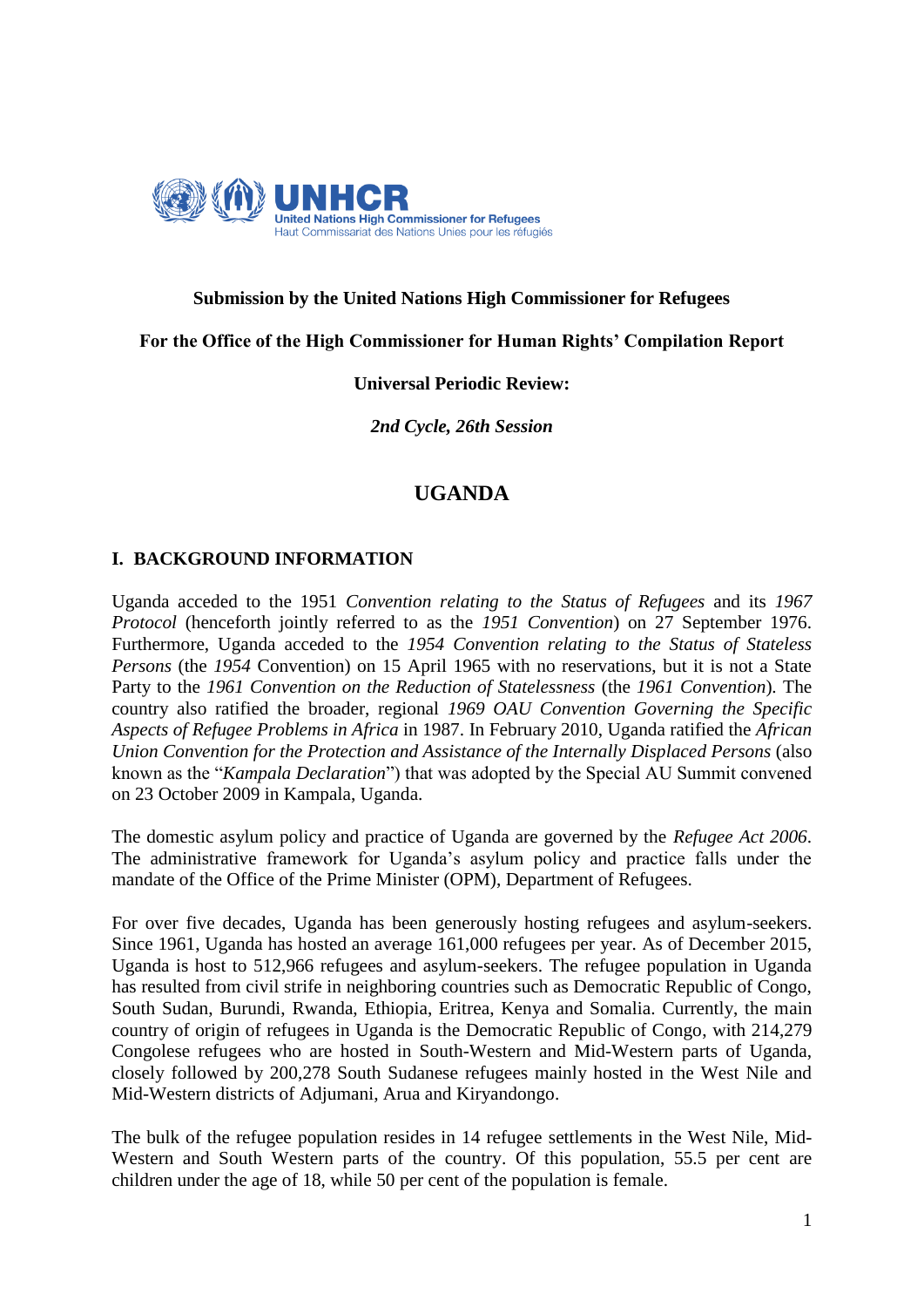**Submission by the United Nations High Commissioner for Refugees**

**For the Office of the High Commissioner for Human Rights' Compilation Report**

**Universal Periodic Review:**

***2nd Cycle, 26th Session***

# UGANDA

## I. BACKGROUND INFORMATION

Uganda acceded to the 1951 *Convention relating to the Status of Refugees* and its *1967 Protocol* (henceforth jointly referred to as the *1951 Convention*) on 27 September 1976. Furthermore, Uganda acceded to the *1954 Convention relating to the Status of Stateless Persons* (the *1954* Convention) on 15 April 1965 with no reservations, but it is not a State Party to the *1961 Convention on the Reduction of Statelessness* (the *1961 Convention*). The country also ratified the broader, regional *1969 OAU Convention Governing the Specific Aspects of Refugee Problems in Africa* in 1987. In February 2010, Uganda ratified the *African Union Convention for the Protection and Assistance of the Internally Displaced Persons* (also known as the "*Kampala Declaration*") that was adopted by the Special AU Summit convened on 23 October 2009 in Kampala, Uganda.

The domestic asylum policy and practice of Uganda are governed by the *Refugee Act 2006*. The administrative framework for Uganda's asylum policy and practice falls under the mandate of the Office of the Prime Minister (OPM), Department of Refugees.

For over five decades, Uganda has been generously hosting refugees and asylum-seekers. Since 1961, Uganda has hosted an average 161,000 refugees per year. As of December 2015, Uganda is host to 512,966 refugees and asylum-seekers. The refugee population in Uganda has resulted from civil strife in neighboring countries such as Democratic Republic of Congo, South Sudan, Burundi, Rwanda, Ethiopia, Eritrea, Kenya and Somalia. Currently, the main country of origin of refugees in Uganda is the Democratic Republic of Congo, with 214,279 Congolese refugees who are hosted in South-Western and Mid-Western parts of Uganda, closely followed by 200,278 South Sudanese refugees mainly hosted in the West Nile and Mid-Western districts of Adjumani, Arua and Kiryandongo.

The bulk of the refugee population resides in 14 refugee settlements in the West Nile, Mid-Western and South Western parts of the country. Of this population, 55.5 per cent are children under the age of 18, while 50 per cent of the population is female.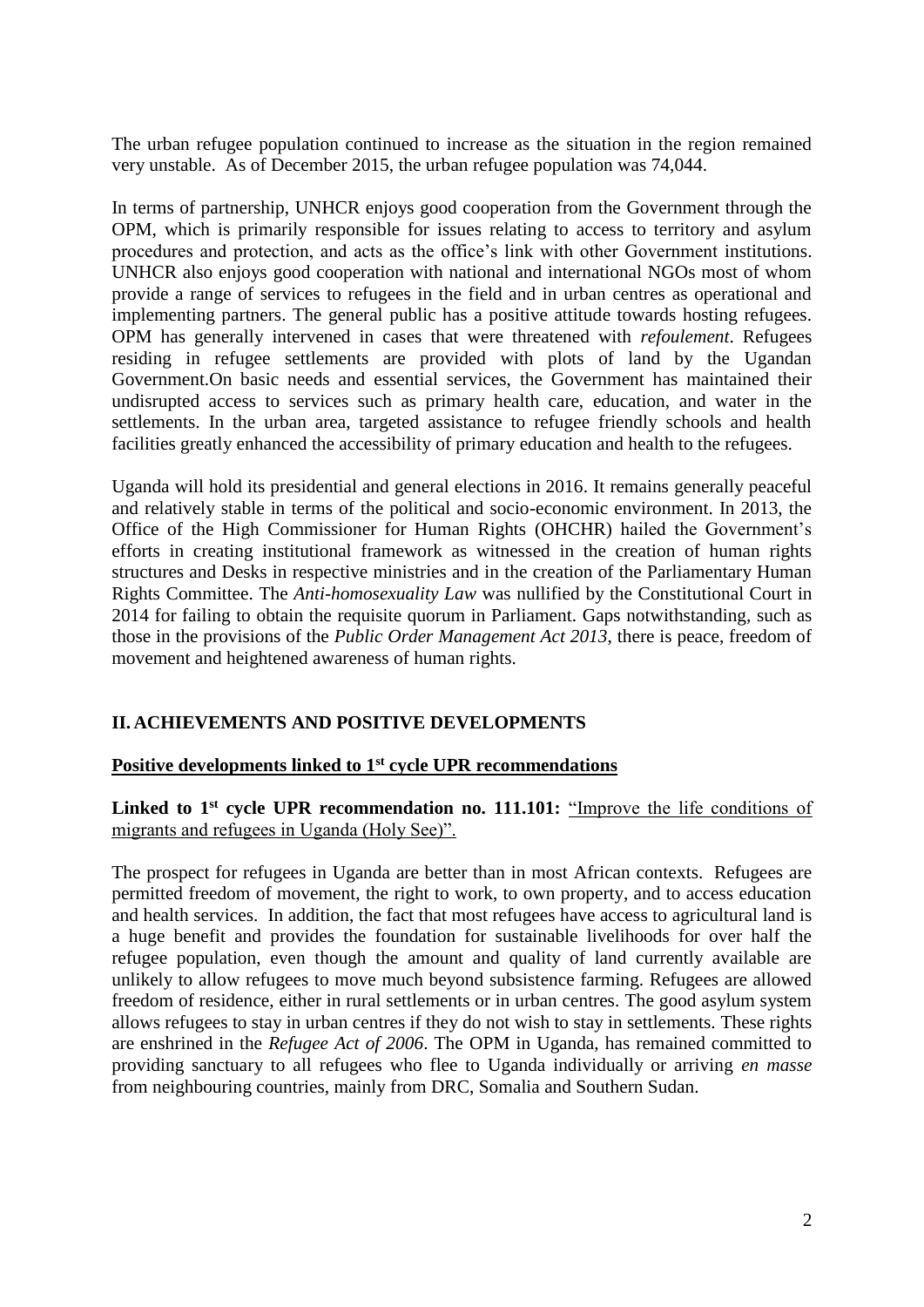The urban refugee population continued to increase as the situation in the region remained very unstable. As of December 2015, the urban refugee population was 74,044.

In terms of partnership, UNHCR enjoys good cooperation from the Government through the OPM, which is primarily responsible for issues relating to access to territory and asylum procedures and protection, and acts as the office's link with other Government institutions. UNHCR also enjoys good cooperation with national and international NGOs most of whom provide a range of services to refugees in the field and in urban centres as operational and implementing partners. The general public has a positive attitude towards hosting refugees. OPM has generally intervened in cases that were threatened with *refoulement*. Refugees residing in refugee settlements are provided with plots of land by the Ugandan Government.On basic needs and essential services, the Government has maintained their undisrupted access to services such as primary health care, education, and water in the settlements. In the urban area, targeted assistance to refugee friendly schools and health facilities greatly enhanced the accessibility of primary education and health to the refugees.

Uganda will hold its presidential and general elections in 2016. It remains generally peaceful and relatively stable in terms of the political and socio-economic environment. In 2013, the Office of the High Commissioner for Human Rights (OHCHR) hailed the Government's efforts in creating institutional framework as witnessed in the creation of human rights structures and Desks in respective ministries and in the creation of the Parliamentary Human Rights Committee. The *Anti-homosexuality Law* was nullified by the Constitutional Court in 2014 for failing to obtain the requisite quorum in Parliament. Gaps notwithstanding, such as those in the provisions of the *Public Order Management Act 2013*, there is peace, freedom of movement and heightened awareness of human rights.

## II. ACHIEVEMENTS AND POSITIVE DEVELOPMENTS

**Positive developments linked to 1st cycle UPR recommendations**

**Linked to 1st cycle UPR recommendation no. 111.101:** "Improve the life conditions of migrants and refugees in Uganda (Holy See)".

The prospect for refugees in Uganda are better than in most African contexts. Refugees are permitted freedom of movement, the right to work, to own property, and to access education and health services. In addition, the fact that most refugees have access to agricultural land is a huge benefit and provides the foundation for sustainable livelihoods for over half the refugee population, even though the amount and quality of land currently available are unlikely to allow refugees to move much beyond subsistence farming. Refugees are allowed freedom of residence, either in rural settlements or in urban centres. The good asylum system allows refugees to stay in urban centres if they do not wish to stay in settlements. These rights are enshrined in the *Refugee Act of 2006*. The OPM in Uganda, has remained committed to providing sanctuary to all refugees who flee to Uganda individually or arriving *en masse* from neighbouring countries, mainly from DRC, Somalia and Southern Sudan.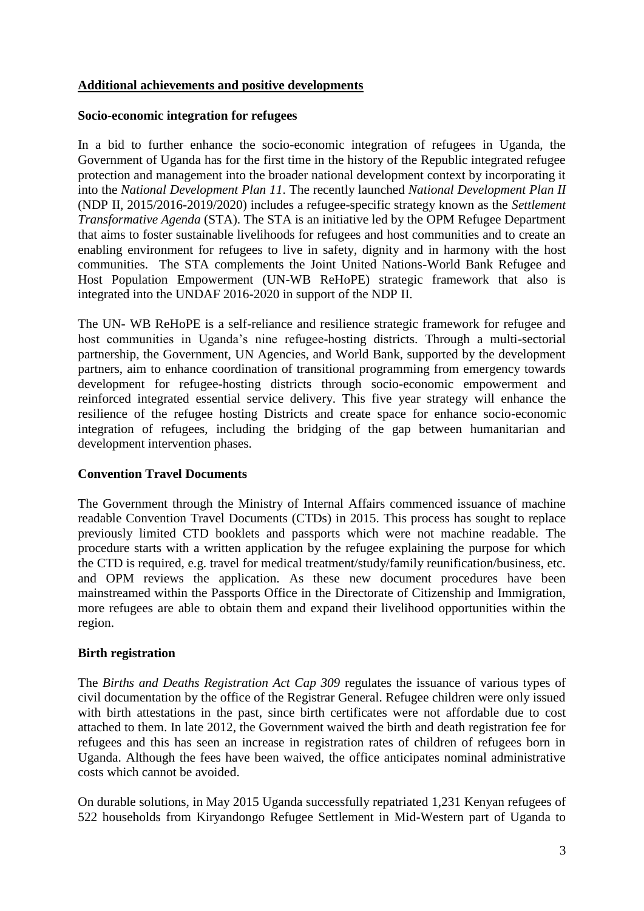## Additional achievements and positive developments

### Socio-economic integration for refugees

In a bid to further enhance the socio-economic integration of refugees in Uganda, the Government of Uganda has for the first time in the history of the Republic integrated refugee protection and management into the broader national development context by incorporating it into the *National Development Plan 11*. The recently launched *National Development Plan II* (NDP II, 2015/2016-2019/2020) includes a refugee-specific strategy known as the *Settlement Transformative Agenda* (STA). The STA is an initiative led by the OPM Refugee Department that aims to foster sustainable livelihoods for refugees and host communities and to create an enabling environment for refugees to live in safety, dignity and in harmony with the host communities. The STA complements the Joint United Nations-World Bank Refugee and Host Population Empowerment (UN-WB ReHoPE) strategic framework that also is integrated into the UNDAF 2016-2020 in support of the NDP II.

The UN- WB ReHoPE is a self-reliance and resilience strategic framework for refugee and host communities in Uganda's nine refugee-hosting districts. Through a multi-sectorial partnership, the Government, UN Agencies, and World Bank, supported by the development partners, aim to enhance coordination of transitional programming from emergency towards development for refugee-hosting districts through socio-economic empowerment and reinforced integrated essential service delivery. This five year strategy will enhance the resilience of the refugee hosting Districts and create space for enhance socio-economic integration of refugees, including the bridging of the gap between humanitarian and development intervention phases.

### Convention Travel Documents

The Government through the Ministry of Internal Affairs commenced issuance of machine readable Convention Travel Documents (CTDs) in 2015. This process has sought to replace previously limited CTD booklets and passports which were not machine readable. The procedure starts with a written application by the refugee explaining the purpose for which the CTD is required, e.g. travel for medical treatment/study/family reunification/business, etc. and OPM reviews the application. As these new document procedures have been mainstreamed within the Passports Office in the Directorate of Citizenship and Immigration, more refugees are able to obtain them and expand their livelihood opportunities within the region.

### Birth registration

The *Births and Deaths Registration Act Cap 309* regulates the issuance of various types of civil documentation by the office of the Registrar General. Refugee children were only issued with birth attestations in the past, since birth certificates were not affordable due to cost attached to them. In late 2012, the Government waived the birth and death registration fee for refugees and this has seen an increase in registration rates of children of refugees born in Uganda. Although the fees have been waived, the office anticipates nominal administrative costs which cannot be avoided.

On durable solutions, in May 2015 Uganda successfully repatriated 1,231 Kenyan refugees of 522 households from Kiryandongo Refugee Settlement in Mid-Western part of Uganda to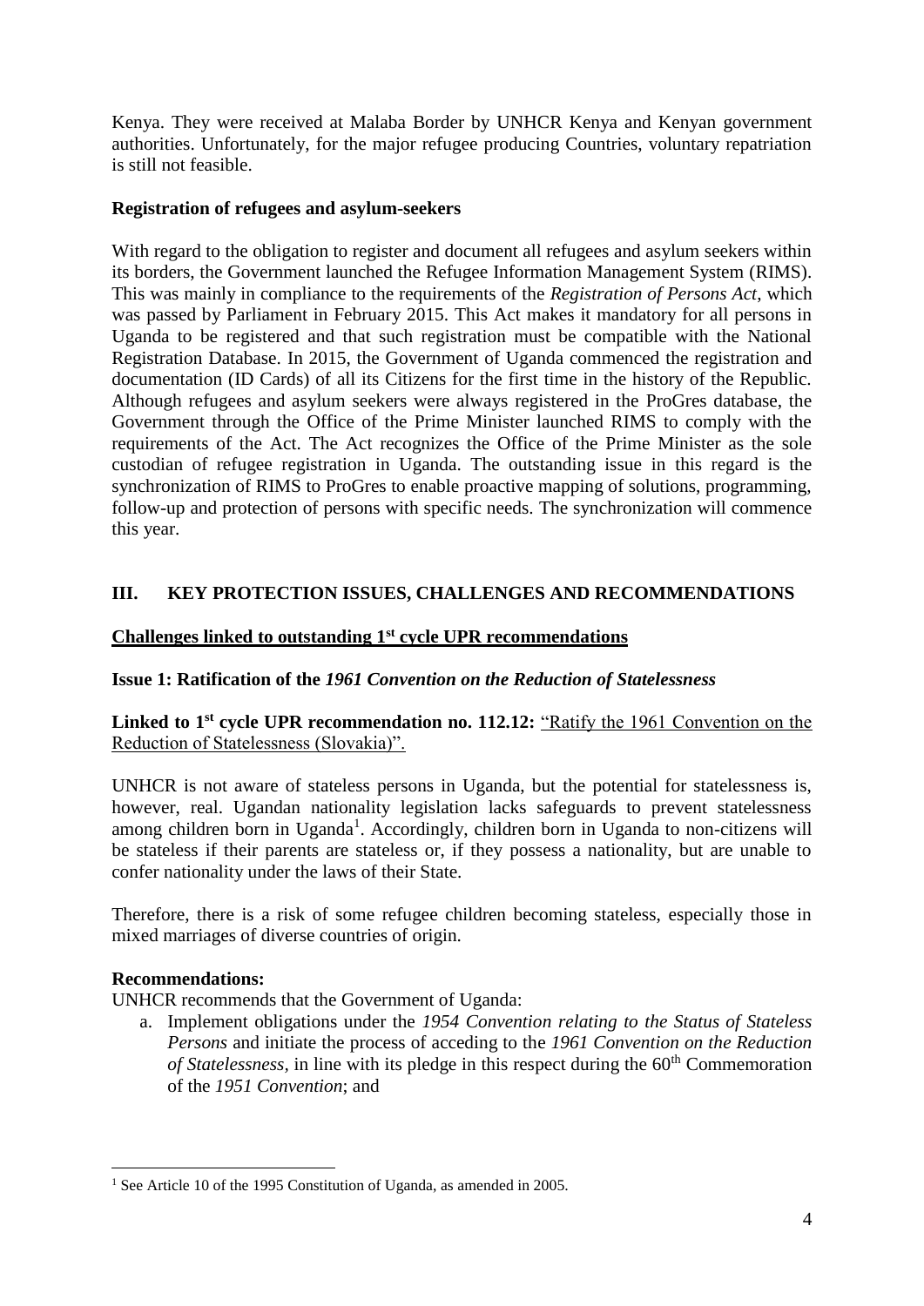Kenya. They were received at Malaba Border by UNHCR Kenya and Kenyan government authorities. Unfortunately, for the major refugee producing Countries, voluntary repatriation is still not feasible.

**Registration of refugees and asylum-seekers**

With regard to the obligation to register and document all refugees and asylum seekers within its borders, the Government launched the Refugee Information Management System (RIMS). This was mainly in compliance to the requirements of the *Registration of Persons Act*, which was passed by Parliament in February 2015. This Act makes it mandatory for all persons in Uganda to be registered and that such registration must be compatible with the National Registration Database. In 2015, the Government of Uganda commenced the registration and documentation (ID Cards) of all its Citizens for the first time in the history of the Republic. Although refugees and asylum seekers were always registered in the ProGres database, the Government through the Office of the Prime Minister launched RIMS to comply with the requirements of the Act. The Act recognizes the Office of the Prime Minister as the sole custodian of refugee registration in Uganda. The outstanding issue in this regard is the synchronization of RIMS to ProGres to enable proactive mapping of solutions, programming, follow-up and protection of persons with specific needs. The synchronization will commence this year.

## III. KEY PROTECTION ISSUES, CHALLENGES AND RECOMMENDATIONS

**Challenges linked to outstanding 1st cycle UPR recommendations**

**Issue 1: Ratification of the *1961 Convention on the Reduction of Statelessness***

**Linked to 1st cycle UPR recommendation no. 112.12:** "Ratify the 1961 Convention on the Reduction of Statelessness (Slovakia)".

UNHCR is not aware of stateless persons in Uganda, but the potential for statelessness is, however, real. Ugandan nationality legislation lacks safeguards to prevent statelessness among children born in Uganda[1]. Accordingly, children born in Uganda to non-citizens will be stateless if their parents are stateless or, if they possess a nationality, but are unable to confer nationality under the laws of their State.

Therefore, there is a risk of some refugee children becoming stateless, especially those in mixed marriages of diverse countries of origin.

**Recommendations:**

UNHCR recommends that the Government of Uganda:

a. Implement obligations under the *1954 Convention relating to the Status of Stateless Persons* and initiate the process of acceding to the *1961 Convention on the Reduction of Statelessness*, in line with its pledge in this respect during the 60th Commemoration of the *1951 Convention*; and

[1] See Article 10 of the 1995 Constitution of Uganda, as amended in 2005.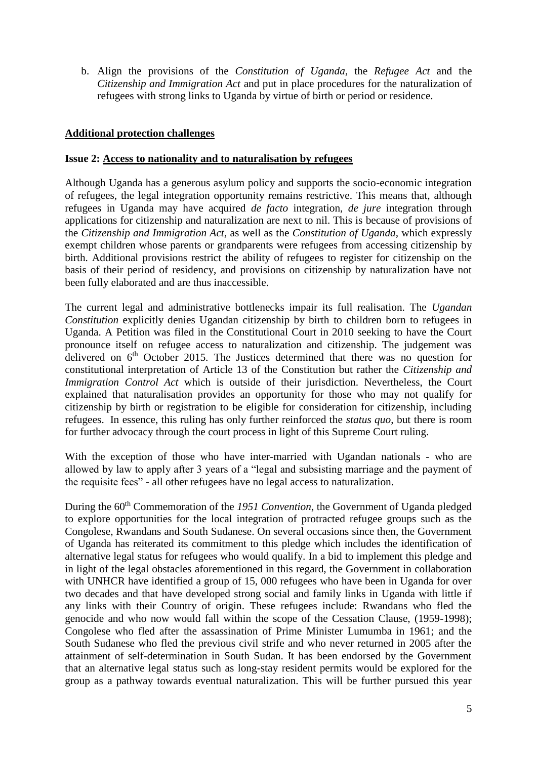b. Align the provisions of the *Constitution of Uganda*, the *Refugee Act* and the *Citizenship and Immigration Act* and put in place procedures for the naturalization of refugees with strong links to Uganda by virtue of birth or period or residence.

**Additional protection challenges**

**Issue 2: Access to nationality and to naturalisation by refugees**

Although Uganda has a generous asylum policy and supports the socio-economic integration of refugees, the legal integration opportunity remains restrictive. This means that, although refugees in Uganda may have acquired *de facto* integration, *de jure* integration through applications for citizenship and naturalization are next to nil. This is because of provisions of the *Citizenship and Immigration Act*, as well as the *Constitution of Uganda*, which expressly exempt children whose parents or grandparents were refugees from accessing citizenship by birth. Additional provisions restrict the ability of refugees to register for citizenship on the basis of their period of residency, and provisions on citizenship by naturalization have not been fully elaborated and are thus inaccessible.

The current legal and administrative bottlenecks impair its full realisation. The *Ugandan Constitution* explicitly denies Ugandan citizenship by birth to children born to refugees in Uganda. A Petition was filed in the Constitutional Court in 2010 seeking to have the Court pronounce itself on refugee access to naturalization and citizenship. The judgement was delivered on 6th October 2015. The Justices determined that there was no question for constitutional interpretation of Article 13 of the Constitution but rather the *Citizenship and Immigration Control Act* which is outside of their jurisdiction. Nevertheless, the Court explained that naturalisation provides an opportunity for those who may not qualify for citizenship by birth or registration to be eligible for consideration for citizenship, including refugees. In essence, this ruling has only further reinforced the *status quo*, but there is room for further advocacy through the court process in light of this Supreme Court ruling.

With the exception of those who have inter-married with Ugandan nationals - who are allowed by law to apply after 3 years of a "legal and subsisting marriage and the payment of the requisite fees" - all other refugees have no legal access to naturalization.

During the 60th Commemoration of the *1951 Convention*, the Government of Uganda pledged to explore opportunities for the local integration of protracted refugee groups such as the Congolese, Rwandans and South Sudanese. On several occasions since then, the Government of Uganda has reiterated its commitment to this pledge which includes the identification of alternative legal status for refugees who would qualify. In a bid to implement this pledge and in light of the legal obstacles aforementioned in this regard, the Government in collaboration with UNHCR have identified a group of 15, 000 refugees who have been in Uganda for over two decades and that have developed strong social and family links in Uganda with little if any links with their Country of origin. These refugees include: Rwandans who fled the genocide and who now would fall within the scope of the Cessation Clause, (1959-1998); Congolese who fled after the assassination of Prime Minister Lumumba in 1961; and the South Sudanese who fled the previous civil strife and who never returned in 2005 after the attainment of self-determination in South Sudan. It has been endorsed by the Government that an alternative legal status such as long-stay resident permits would be explored for the group as a pathway towards eventual naturalization. This will be further pursued this year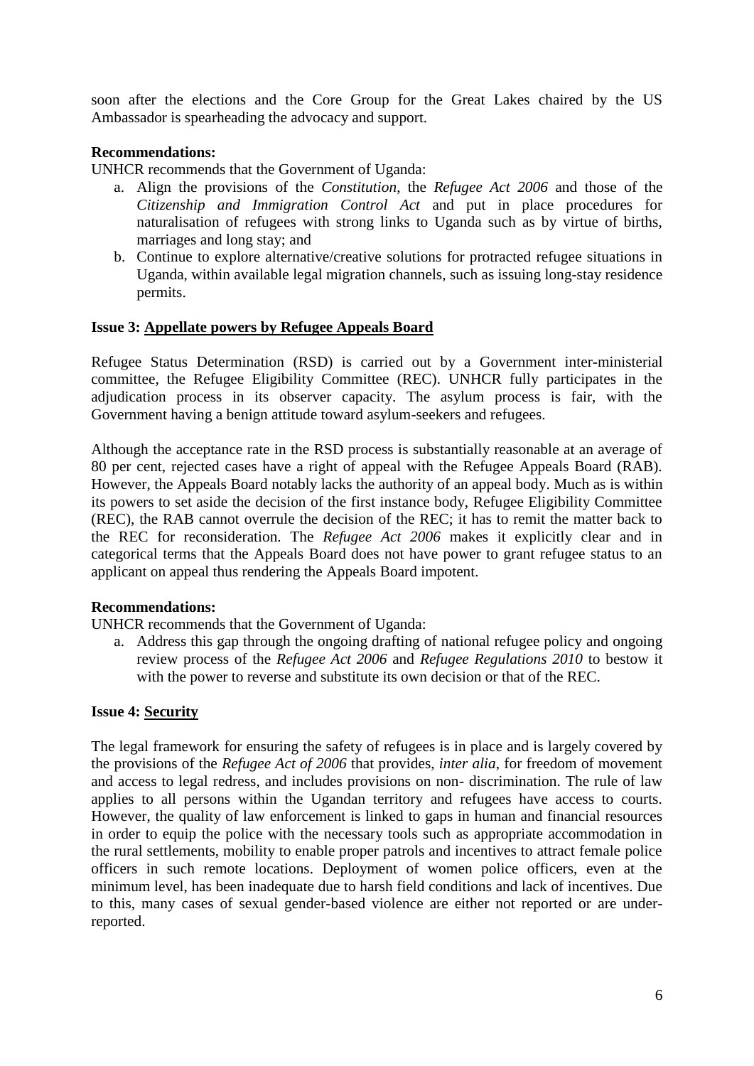soon after the elections and the Core Group for the Great Lakes chaired by the US Ambassador is spearheading the advocacy and support.

**Recommendations:**

UNHCR recommends that the Government of Uganda:

a. Align the provisions of the *Constitution*, the *Refugee Act 2006* and those of the *Citizenship and Immigration Control Act* and put in place procedures for naturalisation of refugees with strong links to Uganda such as by virtue of births, marriages and long stay; and
b. Continue to explore alternative/creative solutions for protracted refugee situations in Uganda, within available legal migration channels, such as issuing long-stay residence permits.

**Issue 3: <u>Appellate powers by Refugee Appeals Board</u>**

Refugee Status Determination (RSD) is carried out by a Government inter-ministerial committee, the Refugee Eligibility Committee (REC). UNHCR fully participates in the adjudication process in its observer capacity. The asylum process is fair, with the Government having a benign attitude toward asylum-seekers and refugees.

Although the acceptance rate in the RSD process is substantially reasonable at an average of 80 per cent, rejected cases have a right of appeal with the Refugee Appeals Board (RAB). However, the Appeals Board notably lacks the authority of an appeal body. Much as is within its powers to set aside the decision of the first instance body, Refugee Eligibility Committee (REC), the RAB cannot overrule the decision of the REC; it has to remit the matter back to the REC for reconsideration. The *Refugee Act 2006* makes it explicitly clear and in categorical terms that the Appeals Board does not have power to grant refugee status to an applicant on appeal thus rendering the Appeals Board impotent.

**Recommendations:**

UNHCR recommends that the Government of Uganda:

a. Address this gap through the ongoing drafting of national refugee policy and ongoing review process of the *Refugee Act 2006* and *Refugee Regulations 2010* to bestow it with the power to reverse and substitute its own decision or that of the REC.

**Issue 4: <u>Security</u>**

The legal framework for ensuring the safety of refugees is in place and is largely covered by the provisions of the *Refugee Act of 2006* that provides, *inter alia*, for freedom of movement and access to legal redress, and includes provisions on non- discrimination. The rule of law applies to all persons within the Ugandan territory and refugees have access to courts. However, the quality of law enforcement is linked to gaps in human and financial resources in order to equip the police with the necessary tools such as appropriate accommodation in the rural settlements, mobility to enable proper patrols and incentives to attract female police officers in such remote locations. Deployment of women police officers, even at the minimum level, has been inadequate due to harsh field conditions and lack of incentives. Due to this, many cases of sexual gender-based violence are either not reported or are under-reported.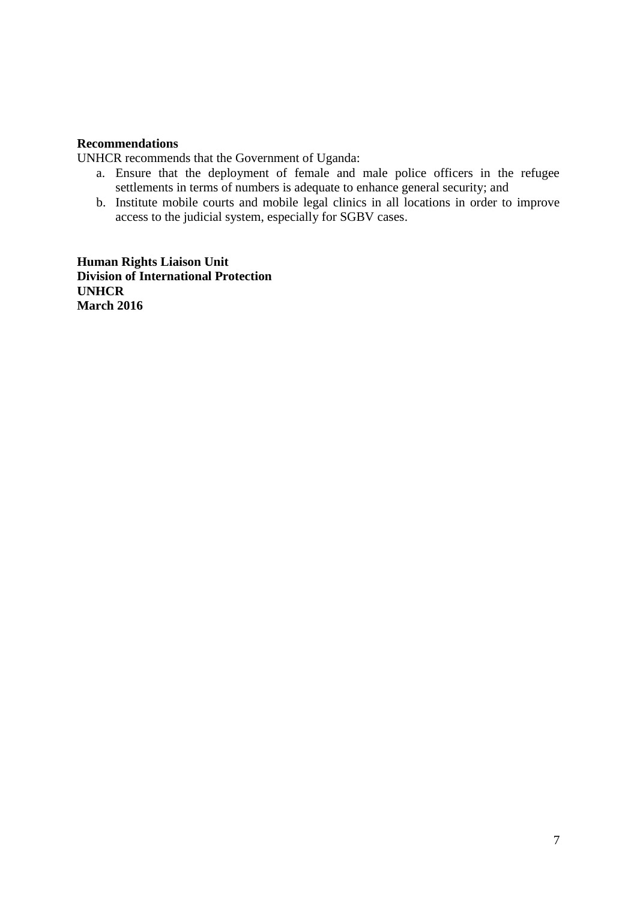**Recommendations**

UNHCR recommends that the Government of Uganda:

a. Ensure that the deployment of female and male police officers in the refugee settlements in terms of numbers is adequate to enhance general security; and
b. Institute mobile courts and mobile legal clinics in all locations in order to improve access to the judicial system, especially for SGBV cases.

**Human Rights Liaison Unit**
**Division of International Protection**
**UNHCR**
**March 2016**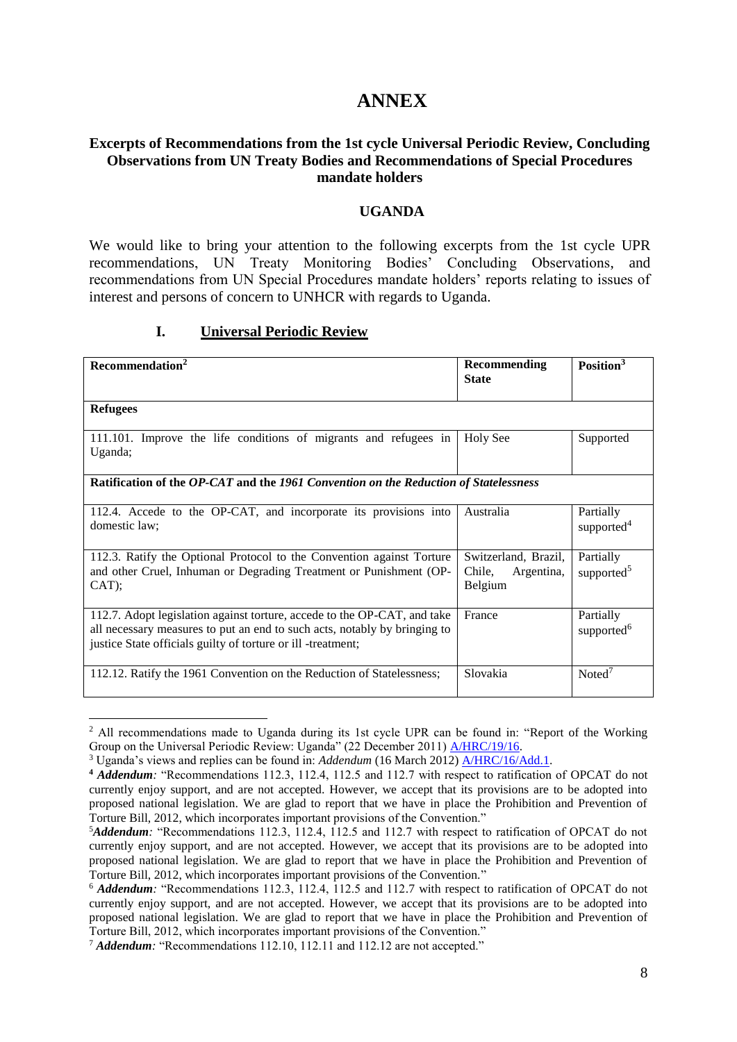# ANNEX

### Excerpts of Recommendations from the 1st cycle Universal Periodic Review, Concluding Observations from UN Treaty Bodies and Recommendations of Special Procedures mandate holders

### UGANDA

We would like to bring your attention to the following excerpts from the 1st cycle UPR recommendations, UN Treaty Monitoring Bodies' Concluding Observations, and recommendations from UN Special Procedures mandate holders' reports relating to issues of interest and persons of concern to UNHCR with regards to Uganda.

## I. Universal Periodic Review

| Recommendation[2] | Recommending State | Position[3] |
|---|---|---|
| **Refugees** | | |
| 111.101. Improve the life conditions of migrants and refugees in Uganda; | Holy See | Supported |
| **Ratification of the *OP-CAT* and the *1961 Convention on the Reduction of Statelessness*** | | |
| 112.4. Accede to the OP-CAT, and incorporate its provisions into domestic law; | Australia | Partially supported[4] |
| 112.3. Ratify the Optional Protocol to the Convention against Torture and other Cruel, Inhuman or Degrading Treatment or Punishment (OP-CAT); | Switzerland, Brazil, Chile, Argentina, Belgium | Partially supported[5] |
| 112.7. Adopt legislation against torture, accede to the OP-CAT, and take all necessary measures to put an end to such acts, notably by bringing to justice State officials guilty of torture or ill -treatment; | France | Partially supported[6] |
| 112.12. Ratify the 1961 Convention on the Reduction of Statelessness; | Slovakia | Noted[7] |

[2] All recommendations made to Uganda during its 1st cycle UPR can be found in: "Report of the Working Group on the Universal Periodic Review: Uganda" (22 December 2011) A/HRC/19/16.

[3] Uganda's views and replies can be found in: *Addendum* (16 March 2012) A/HRC/16/Add.1.

[4] ***Addendum**:* "Recommendations 112.3, 112.4, 112.5 and 112.7 with respect to ratification of OPCAT do not currently enjoy support, and are not accepted. However, we accept that its provisions are to be adopted into proposed national legislation. We are glad to report that we have in place the Prohibition and Prevention of Torture Bill, 2012, which incorporates important provisions of the Convention."

[5] ***Addendum**:* "Recommendations 112.3, 112.4, 112.5 and 112.7 with respect to ratification of OPCAT do not currently enjoy support, and are not accepted. However, we accept that its provisions are to be adopted into proposed national legislation. We are glad to report that we have in place the Prohibition and Prevention of Torture Bill, 2012, which incorporates important provisions of the Convention."

[6] ***Addendum**:* "Recommendations 112.3, 112.4, 112.5 and 112.7 with respect to ratification of OPCAT do not currently enjoy support, and are not accepted. However, we accept that its provisions are to be adopted into proposed national legislation. We are glad to report that we have in place the Prohibition and Prevention of Torture Bill, 2012, which incorporates important provisions of the Convention."

[7] ***Addendum**:* "Recommendations 112.10, 112.11 and 112.12 are not accepted."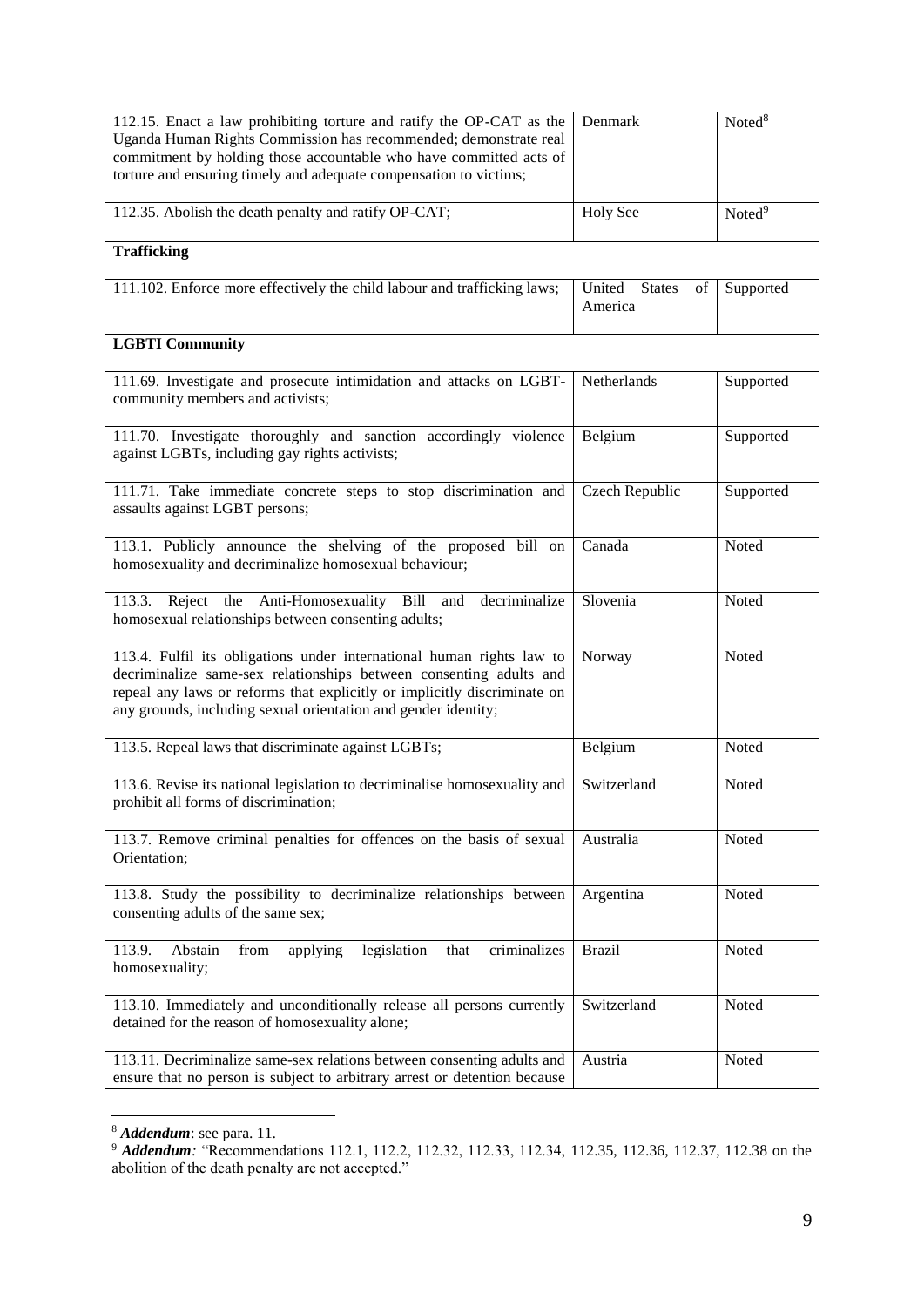| | | |
|---|---|---|
| 112.15. Enact a law prohibiting torture and ratify the OP-CAT as the Uganda Human Rights Commission has recommended; demonstrate real commitment by holding those accountable who have committed acts of torture and ensuring timely and adequate compensation to victims; | Denmark | Noted[8] |
| 112.35. Abolish the death penalty and ratify OP-CAT; | Holy See | Noted[9] |
| **Trafficking** | | |
| 111.102. Enforce more effectively the child labour and trafficking laws; | United States of America | Supported |
| **LGBTI Community** | | |
| 111.69. Investigate and prosecute intimidation and attacks on LGBT-community members and activists; | Netherlands | Supported |
| 111.70. Investigate thoroughly and sanction accordingly violence against LGBTs, including gay rights activists; | Belgium | Supported |
| 111.71. Take immediate concrete steps to stop discrimination and assaults against LGBT persons; | Czech Republic | Supported |
| 113.1. Publicly announce the shelving of the proposed bill on homosexuality and decriminalize homosexual behaviour; | Canada | Noted |
| 113.3. Reject the Anti-Homosexuality Bill and decriminalize homosexual relationships between consenting adults; | Slovenia | Noted |
| 113.4. Fulfil its obligations under international human rights law to decriminalize same-sex relationships between consenting adults and repeal any laws or reforms that explicitly or implicitly discriminate on any grounds, including sexual orientation and gender identity; | Norway | Noted |
| 113.5. Repeal laws that discriminate against LGBTs; | Belgium | Noted |
| 113.6. Revise its national legislation to decriminalise homosexuality and prohibit all forms of discrimination; | Switzerland | Noted |
| 113.7. Remove criminal penalties for offences on the basis of sexual Orientation; | Australia | Noted |
| 113.8. Study the possibility to decriminalize relationships between consenting adults of the same sex; | Argentina | Noted |
| 113.9. Abstain from applying legislation that criminalizes homosexuality; | Brazil | Noted |
| 113.10. Immediately and unconditionally release all persons currently detained for the reason of homosexuality alone; | Switzerland | Noted |
| 113.11. Decriminalize same-sex relations between consenting adults and ensure that no person is subject to arbitrary arrest or detention because | Austria | Noted |

[8] ***Addendum***: see para. 11.

[9] ***Addendum:*** "Recommendations 112.1, 112.2, 112.32, 112.33, 112.34, 112.35, 112.36, 112.37, 112.38 on the abolition of the death penalty are not accepted."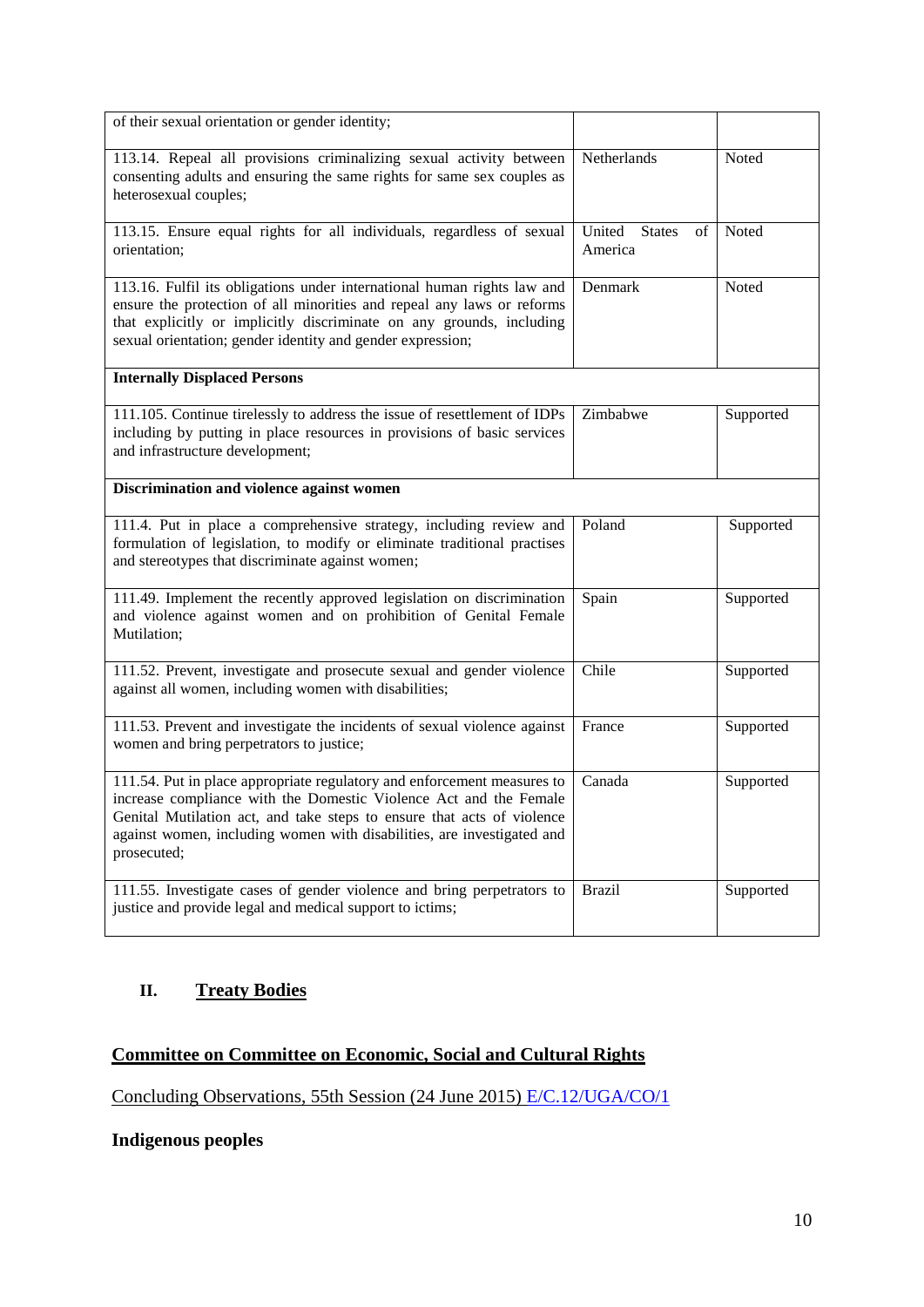| | | |
|---|---|---|
| of their sexual orientation or gender identity; | | |
| 113.14. Repeal all provisions criminalizing sexual activity between consenting adults and ensuring the same rights for same sex couples as heterosexual couples; | Netherlands | Noted |
| 113.15. Ensure equal rights for all individuals, regardless of sexual orientation; | United States of America | Noted |
| 113.16. Fulfil its obligations under international human rights law and ensure the protection of all minorities and repeal any laws or reforms that explicitly or implicitly discriminate on any grounds, including sexual orientation; gender identity and gender expression; | Denmark | Noted |
| **Internally Displaced Persons** | | |
| 111.105. Continue tirelessly to address the issue of resettlement of IDPs including by putting in place resources in provisions of basic services and infrastructure development; | Zimbabwe | Supported |
| **Discrimination and violence against women** | | |
| 111.4. Put in place a comprehensive strategy, including review and formulation of legislation, to modify or eliminate traditional practises and stereotypes that discriminate against women; | Poland | Supported |
| 111.49. Implement the recently approved legislation on discrimination and violence against women and on prohibition of Genital Female Mutilation; | Spain | Supported |
| 111.52. Prevent, investigate and prosecute sexual and gender violence against all women, including women with disabilities; | Chile | Supported |
| 111.53. Prevent and investigate the incidents of sexual violence against women and bring perpetrators to justice; | France | Supported |
| 111.54. Put in place appropriate regulatory and enforcement measures to increase compliance with the Domestic Violence Act and the Female Genital Mutilation act, and take steps to ensure that acts of violence against women, including women with disabilities, are investigated and prosecuted; | Canada | Supported |
| 111.55. Investigate cases of gender violence and bring perpetrators to justice and provide legal and medical support to ictims; | Brazil | Supported |

## II. Treaty Bodies

### Committee on Committee on Economic, Social and Cultural Rights

Concluding Observations, 55th Session (24 June 2015) E/C.12/UGA/CO/1

**Indigenous peoples**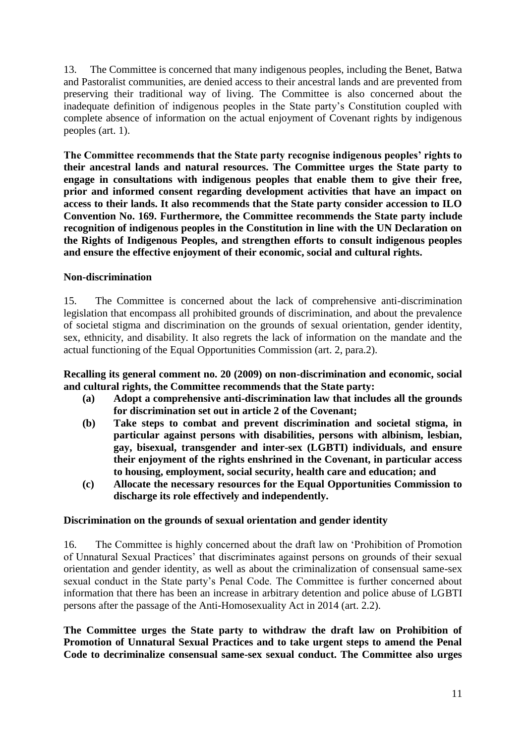13. The Committee is concerned that many indigenous peoples, including the Benet, Batwa and Pastoralist communities, are denied access to their ancestral lands and are prevented from preserving their traditional way of living. The Committee is also concerned about the inadequate definition of indigenous peoples in the State party's Constitution coupled with complete absence of information on the actual enjoyment of Covenant rights by indigenous peoples (art. 1).

**The Committee recommends that the State party recognise indigenous peoples' rights to their ancestral lands and natural resources. The Committee urges the State party to engage in consultations with indigenous peoples that enable them to give their free, prior and informed consent regarding development activities that have an impact on access to their lands. It also recommends that the State party consider accession to ILO Convention No. 169. Furthermore, the Committee recommends the State party include recognition of indigenous peoples in the Constitution in line with the UN Declaration on the Rights of Indigenous Peoples, and strengthen efforts to consult indigenous peoples and ensure the effective enjoyment of their economic, social and cultural rights.**

### Non-discrimination

15. The Committee is concerned about the lack of comprehensive anti-discrimination legislation that encompass all prohibited grounds of discrimination, and about the prevalence of societal stigma and discrimination on the grounds of sexual orientation, gender identity, sex, ethnicity, and disability. It also regrets the lack of information on the mandate and the actual functioning of the Equal Opportunities Commission (art. 2, para.2).

**Recalling its general comment no. 20 (2009) on non-discrimination and economic, social and cultural rights, the Committee recommends that the State party:**

- **(a) Adopt a comprehensive anti-discrimination law that includes all the grounds for discrimination set out in article 2 of the Covenant;**
- **(b) Take steps to combat and prevent discrimination and societal stigma, in particular against persons with disabilities, persons with albinism, lesbian, gay, bisexual, transgender and inter-sex (LGBTI) individuals, and ensure their enjoyment of the rights enshrined in the Covenant, in particular access to housing, employment, social security, health care and education; and**
- **(c) Allocate the necessary resources for the Equal Opportunities Commission to discharge its role effectively and independently.**

### Discrimination on the grounds of sexual orientation and gender identity

16. The Committee is highly concerned about the draft law on 'Prohibition of Promotion of Unnatural Sexual Practices' that discriminates against persons on grounds of their sexual orientation and gender identity, as well as about the criminalization of consensual same-sex sexual conduct in the State party's Penal Code. The Committee is further concerned about information that there has been an increase in arbitrary detention and police abuse of LGBTI persons after the passage of the Anti-Homosexuality Act in 2014 (art. 2.2).

**The Committee urges the State party to withdraw the draft law on Prohibition of Promotion of Unnatural Sexual Practices and to take urgent steps to amend the Penal Code to decriminalize consensual same-sex sexual conduct. The Committee also urges**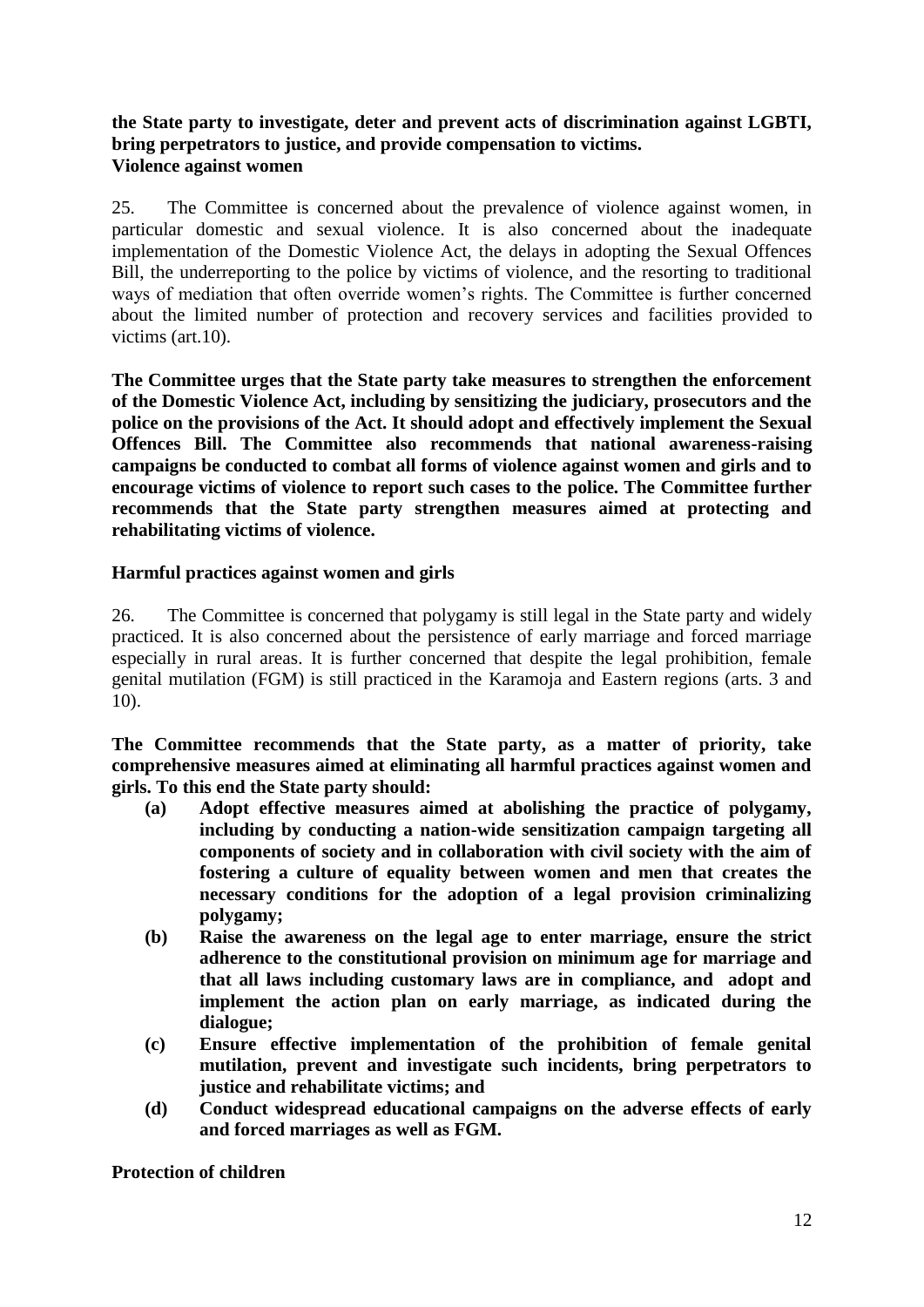**the State party to investigate, deter and prevent acts of discrimination against LGBTI, bring perpetrators to justice, and provide compensation to victims.**

**Violence against women**

25. The Committee is concerned about the prevalence of violence against women, in particular domestic and sexual violence. It is also concerned about the inadequate implementation of the Domestic Violence Act, the delays in adopting the Sexual Offences Bill, the underreporting to the police by victims of violence, and the resorting to traditional ways of mediation that often override women's rights. The Committee is further concerned about the limited number of protection and recovery services and facilities provided to victims (art.10).

**The Committee urges that the State party take measures to strengthen the enforcement of the Domestic Violence Act, including by sensitizing the judiciary, prosecutors and the police on the provisions of the Act. It should adopt and effectively implement the Sexual Offences Bill. The Committee also recommends that national awareness-raising campaigns be conducted to combat all forms of violence against women and girls and to encourage victims of violence to report such cases to the police. The Committee further recommends that the State party strengthen measures aimed at protecting and rehabilitating victims of violence.**

**Harmful practices against women and girls**

26. The Committee is concerned that polygamy is still legal in the State party and widely practiced. It is also concerned about the persistence of early marriage and forced marriage especially in rural areas. It is further concerned that despite the legal prohibition, female genital mutilation (FGM) is still practiced in the Karamoja and Eastern regions (arts. 3 and 10).

**The Committee recommends that the State party, as a matter of priority, take comprehensive measures aimed at eliminating all harmful practices against women and girls. To this end the State party should:**

- **(a) Adopt effective measures aimed at abolishing the practice of polygamy, including by conducting a nation-wide sensitization campaign targeting all components of society and in collaboration with civil society with the aim of fostering a culture of equality between women and men that creates the necessary conditions for the adoption of a legal provision criminalizing polygamy;**
- **(b) Raise the awareness on the legal age to enter marriage, ensure the strict adherence to the constitutional provision on minimum age for marriage and that all laws including customary laws are in compliance, and adopt and implement the action plan on early marriage, as indicated during the dialogue;**
- **(c) Ensure effective implementation of the prohibition of female genital mutilation, prevent and investigate such incidents, bring perpetrators to justice and rehabilitate victims; and**
- **(d) Conduct widespread educational campaigns on the adverse effects of early and forced marriages as well as FGM.**

**Protection of children**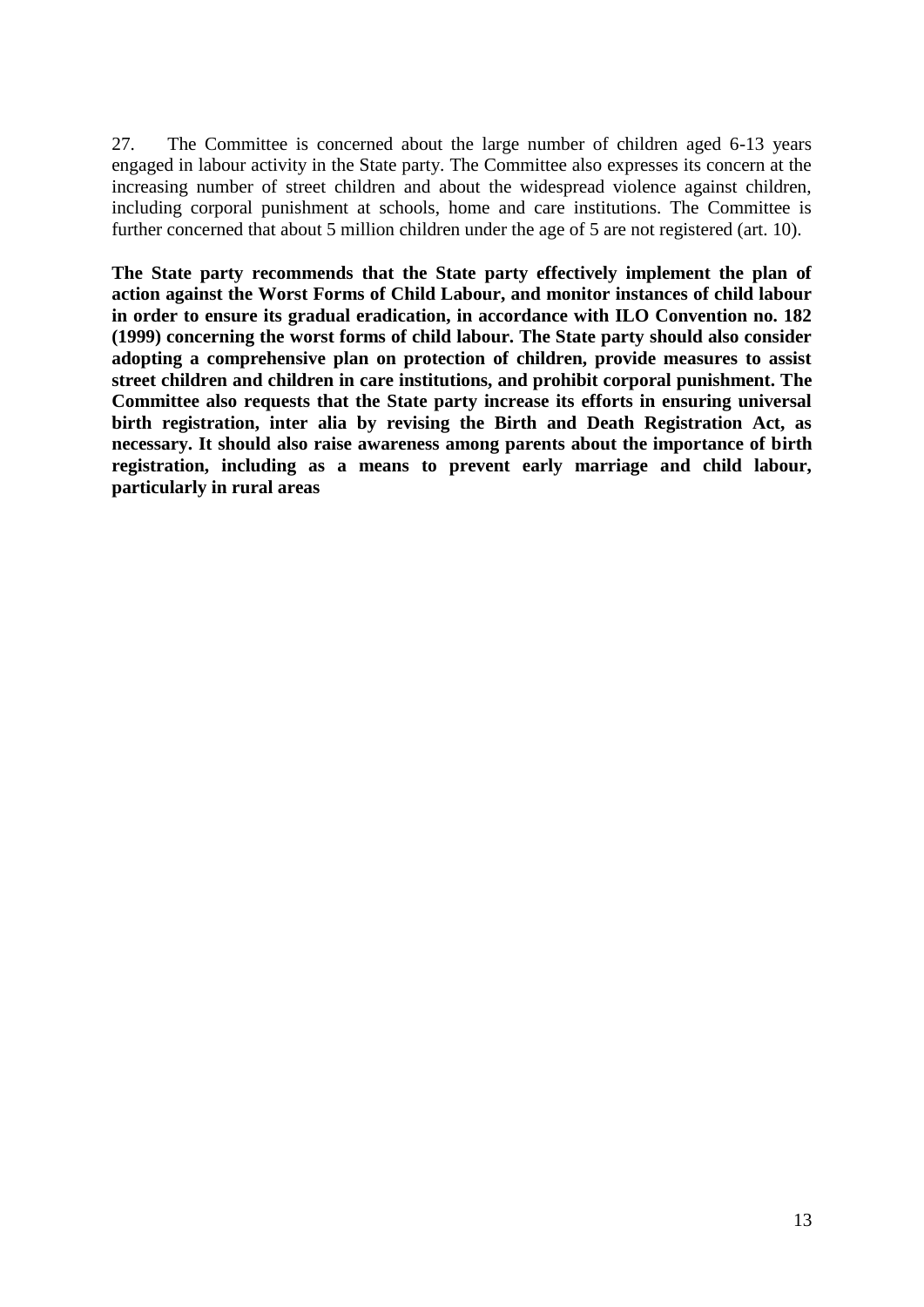27. The Committee is concerned about the large number of children aged 6-13 years engaged in labour activity in the State party. The Committee also expresses its concern at the increasing number of street children and about the widespread violence against children, including corporal punishment at schools, home and care institutions. The Committee is further concerned that about 5 million children under the age of 5 are not registered (art. 10).

**The State party recommends that the State party effectively implement the plan of action against the Worst Forms of Child Labour, and monitor instances of child labour in order to ensure its gradual eradication, in accordance with ILO Convention no. 182 (1999) concerning the worst forms of child labour. The State party should also consider adopting a comprehensive plan on protection of children, provide measures to assist street children and children in care institutions, and prohibit corporal punishment. The Committee also requests that the State party increase its efforts in ensuring universal birth registration, inter alia by revising the Birth and Death Registration Act, as necessary. It should also raise awareness among parents about the importance of birth registration, including as a means to prevent early marriage and child labour, particularly in rural areas**